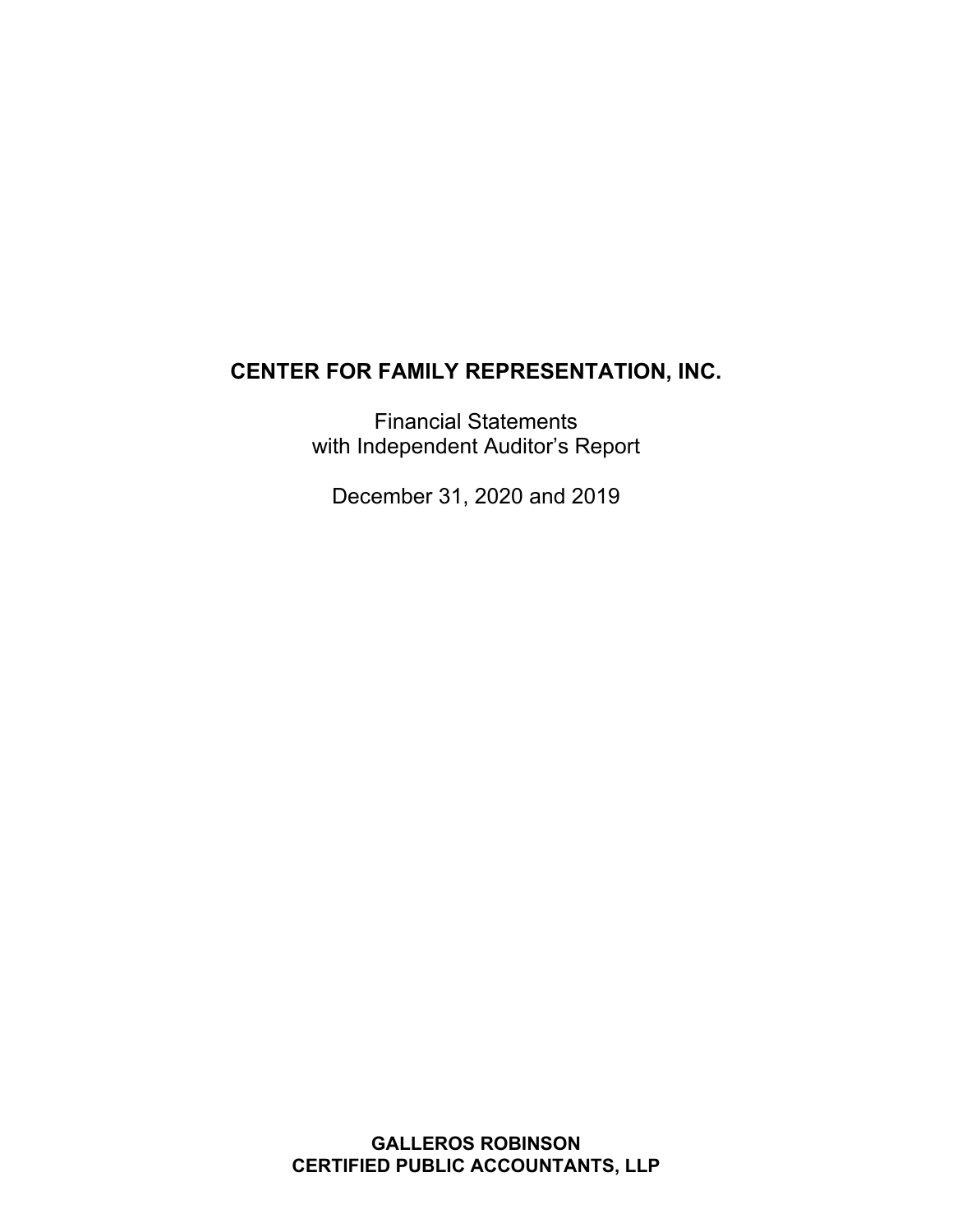# CENTER FOR FAMILY REPRESENTATION, INC.

Financial Statements
with Independent Auditor's Report

December 31, 2020 and 2019

**GALLEROS ROBINSON**
**CERTIFIED PUBLIC ACCOUNTANTS, LLP**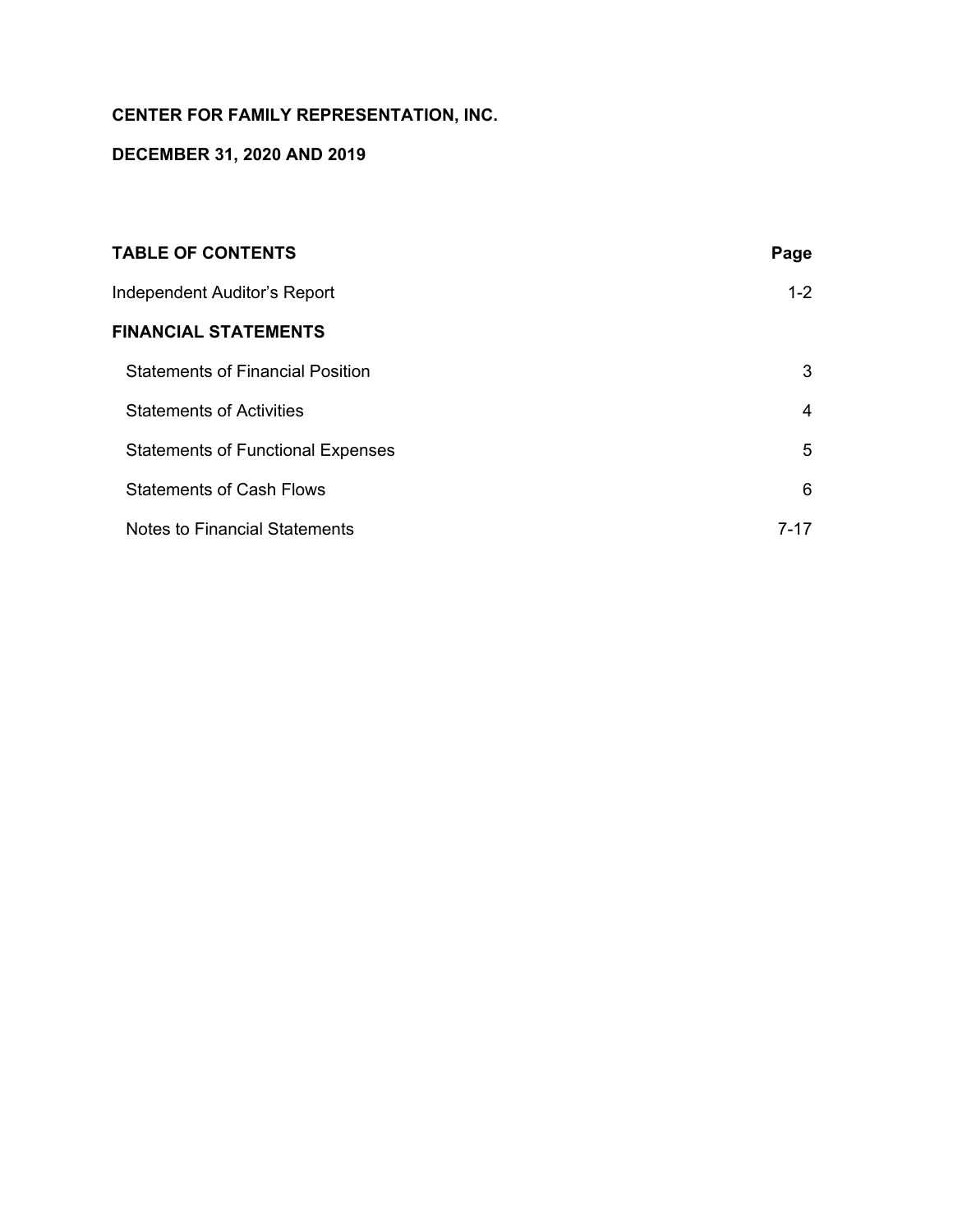**CENTER FOR FAMILY REPRESENTATION, INC.**

**DECEMBER 31, 2020 AND 2019**

| **TABLE OF CONTENTS** | **Page** |
| --- | --- |
| Independent Auditor's Report | 1-2 |
| **FINANCIAL STATEMENTS** | |
| Statements of Financial Position | 3 |
| Statements of Activities | 4 |
| Statements of Functional Expenses | 5 |
| Statements of Cash Flows | 6 |
| Notes to Financial Statements | 7-17 |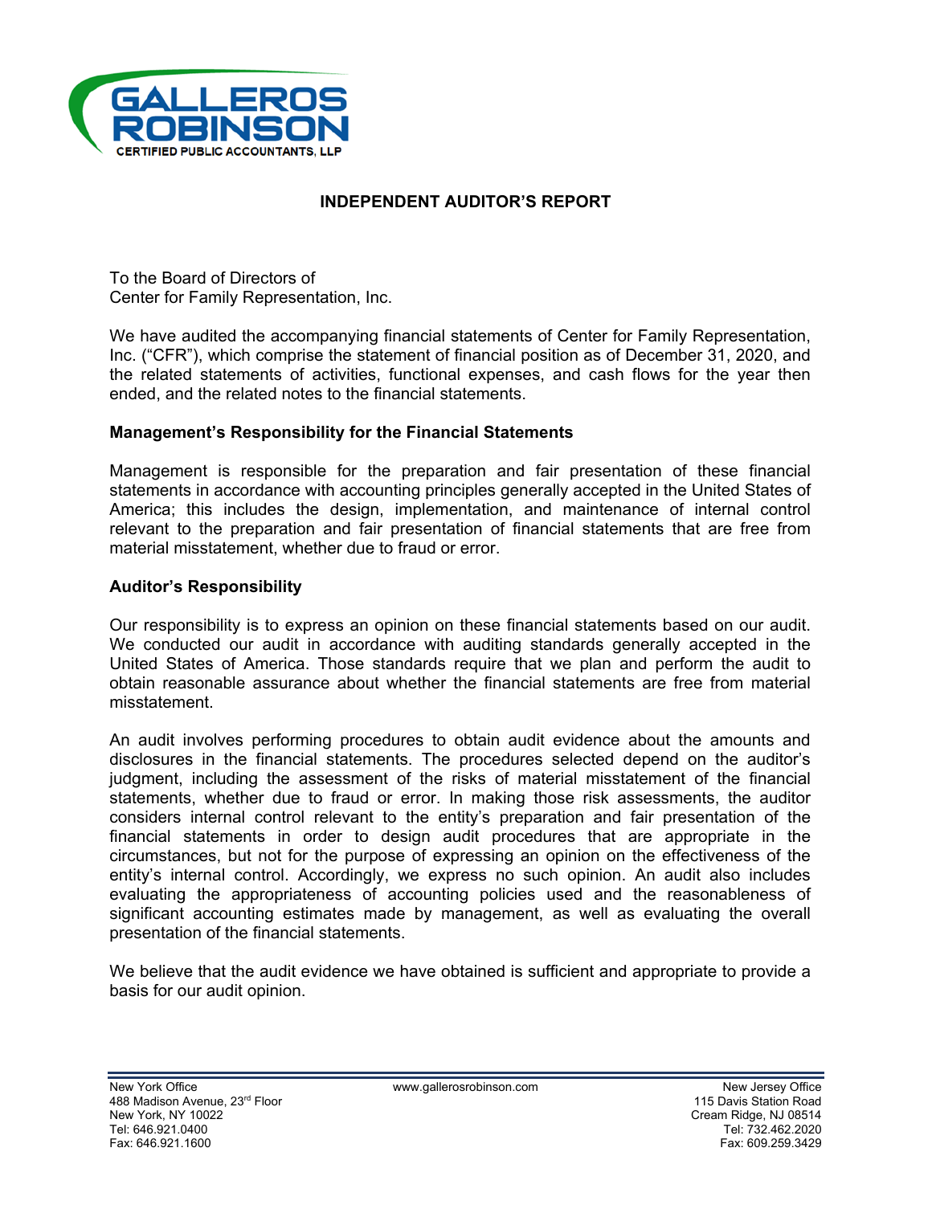GALLEROS ROBINSON
CERTIFIED PUBLIC ACCOUNTANTS, LLP

# INDEPENDENT AUDITOR'S REPORT

To the Board of Directors of
Center for Family Representation, Inc.

We have audited the accompanying financial statements of Center for Family Representation, Inc. ("CFR"), which comprise the statement of financial position as of December 31, 2020, and the related statements of activities, functional expenses, and cash flows for the year then ended, and the related notes to the financial statements.

## Management's Responsibility for the Financial Statements

Management is responsible for the preparation and fair presentation of these financial statements in accordance with accounting principles generally accepted in the United States of America; this includes the design, implementation, and maintenance of internal control relevant to the preparation and fair presentation of financial statements that are free from material misstatement, whether due to fraud or error.

## Auditor's Responsibility

Our responsibility is to express an opinion on these financial statements based on our audit. We conducted our audit in accordance with auditing standards generally accepted in the United States of America. Those standards require that we plan and perform the audit to obtain reasonable assurance about whether the financial statements are free from material misstatement.

An audit involves performing procedures to obtain audit evidence about the amounts and disclosures in the financial statements. The procedures selected depend on the auditor's judgment, including the assessment of the risks of material misstatement of the financial statements, whether due to fraud or error. In making those risk assessments, the auditor considers internal control relevant to the entity's preparation and fair presentation of the financial statements in order to design audit procedures that are appropriate in the circumstances, but not for the purpose of expressing an opinion on the effectiveness of the entity's internal control. Accordingly, we express no such opinion. An audit also includes evaluating the appropriateness of accounting policies used and the reasonableness of significant accounting estimates made by management, as well as evaluating the overall presentation of the financial statements.

We believe that the audit evidence we have obtained is sufficient and appropriate to provide a basis for our audit opinion.

New York Office
488 Madison Avenue, 23rd Floor
New York, NY 10022
Tel: 646.921.0400
Fax: 646.921.1600

www.gallerosrobinson.com

New Jersey Office
115 Davis Station Road
Cream Ridge, NJ 08514
Tel: 732.462.2020
Fax: 609.259.3429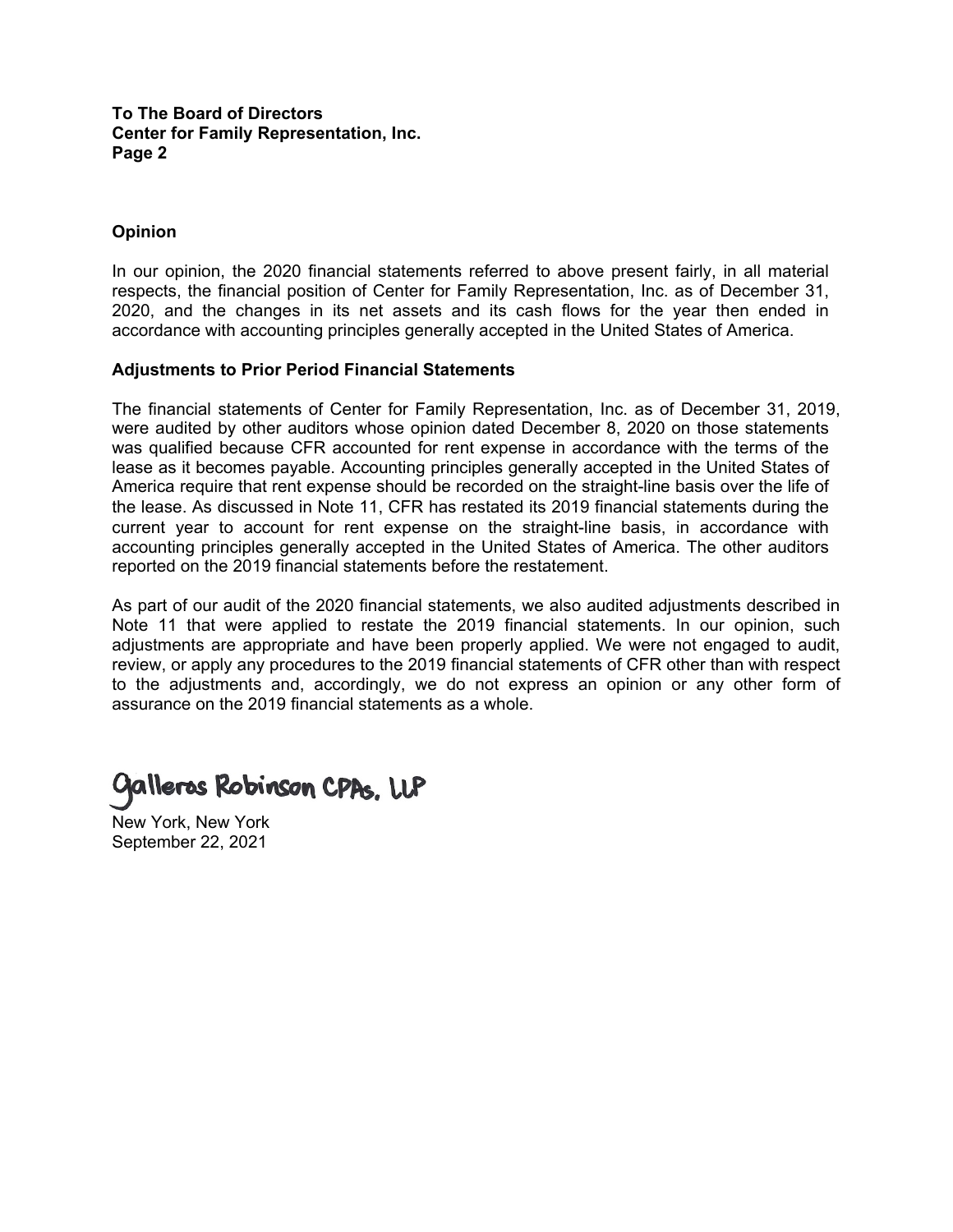## Opinion

In our opinion, the 2020 financial statements referred to above present fairly, in all material respects, the financial position of Center for Family Representation, Inc. as of December 31, 2020, and the changes in its net assets and its cash flows for the year then ended in accordance with accounting principles generally accepted in the United States of America.

## Adjustments to Prior Period Financial Statements

The financial statements of Center for Family Representation, Inc. as of December 31, 2019, were audited by other auditors whose opinion dated December 8, 2020 on those statements was qualified because CFR accounted for rent expense in accordance with the terms of the lease as it becomes payable. Accounting principles generally accepted in the United States of America require that rent expense should be recorded on the straight-line basis over the life of the lease. As discussed in Note 11, CFR has restated its 2019 financial statements during the current year to account for rent expense on the straight-line basis, in accordance with accounting principles generally accepted in the United States of America. The other auditors reported on the 2019 financial statements before the restatement.

As part of our audit of the 2020 financial statements, we also audited adjustments described in Note 11 that were applied to restate the 2019 financial statements. In our opinion, such adjustments are appropriate and have been properly applied. We were not engaged to audit, review, or apply any procedures to the 2019 financial statements of CFR other than with respect to the adjustments and, accordingly, we do not express an opinion or any other form of assurance on the 2019 financial statements as a whole.

Galleros Robinson CPAs, LLP

New York, New York
September 22, 2021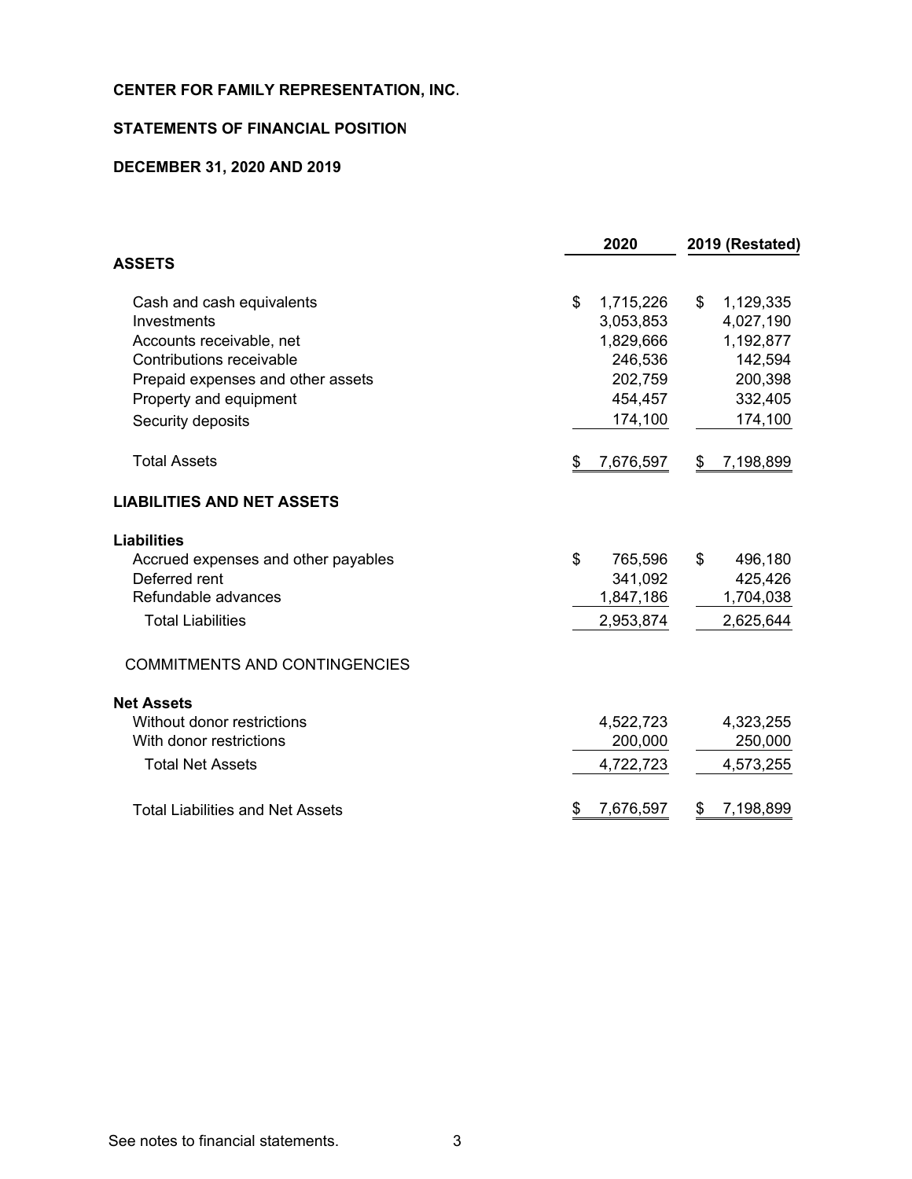**CENTER FOR FAMILY REPRESENTATION, INC.**

**STATEMENTS OF FINANCIAL POSITION**

**DECEMBER 31, 2020 AND 2019**

| | 2020 | 2019 (Restated) |
|---|---|---|
| **ASSETS** | | |
| Cash and cash equivalents | $ 1,715,226 | $ 1,129,335 |
| Investments | 3,053,853 | 4,027,190 |
| Accounts receivable, net | 1,829,666 | 1,192,877 |
| Contributions receivable | 246,536 | 142,594 |
| Prepaid expenses and other assets | 202,759 | 200,398 |
| Property and equipment | 454,457 | 332,405 |
| Security deposits | 174,100 | 174,100 |
| Total Assets | $ 7,676,597 | $ 7,198,899 |
| **LIABILITIES AND NET ASSETS** | | |
| **Liabilities** | | |
| Accrued expenses and other payables | $ 765,596 | $ 496,180 |
| Deferred rent | 341,092 | 425,426 |
| Refundable advances | 1,847,186 | 1,704,038 |
| Total Liabilities | 2,953,874 | 2,625,644 |
| COMMITMENTS AND CONTINGENCIES | | |
| **Net Assets** | | |
| Without donor restrictions | 4,522,723 | 4,323,255 |
| With donor restrictions | 200,000 | 250,000 |
| Total Net Assets | 4,722,723 | 4,573,255 |
| Total Liabilities and Net Assets | $ 7,676,597 | $ 7,198,899 |

See notes to financial statements.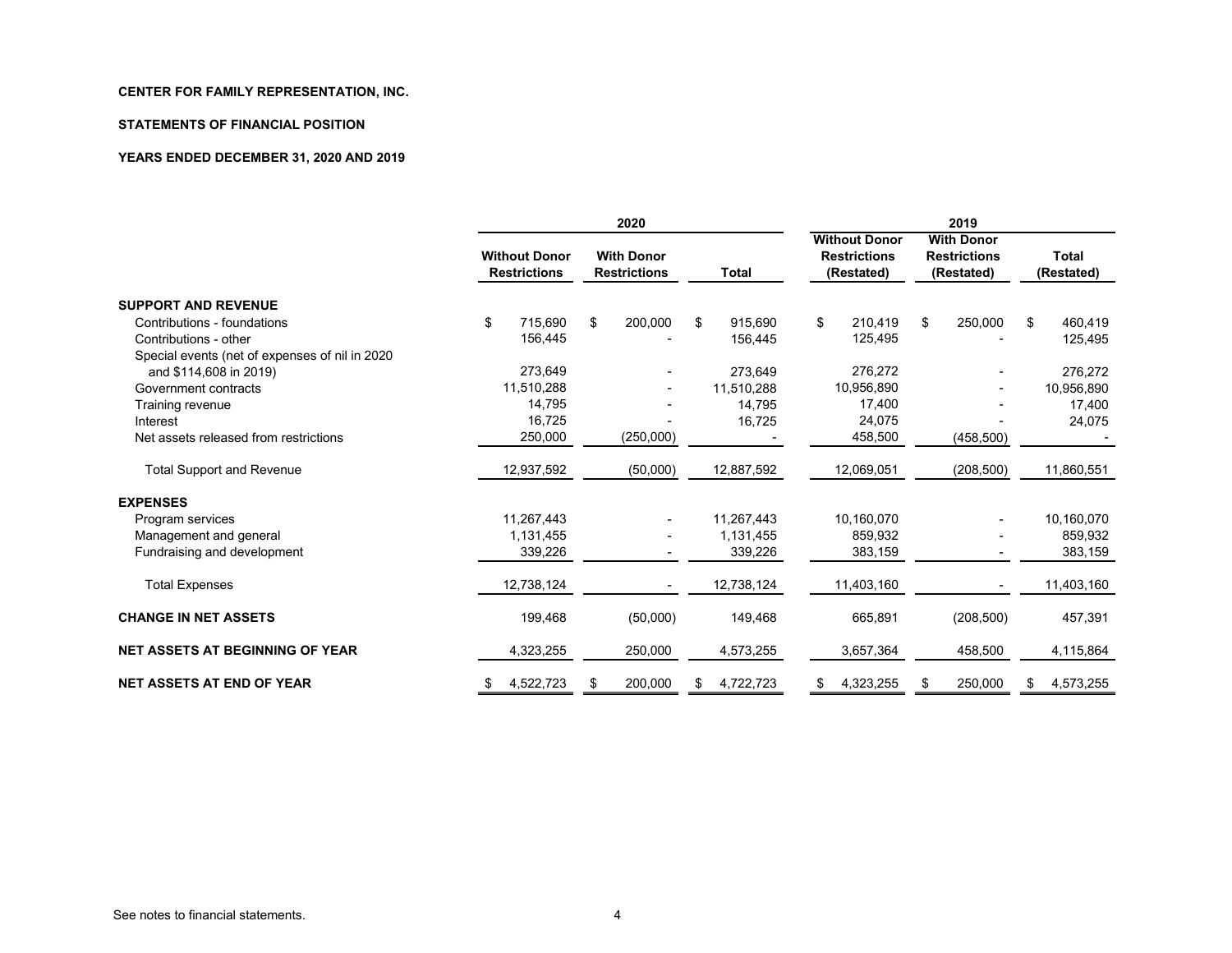**CENTER FOR FAMILY REPRESENTATION, INC.**

**STATEMENTS OF FINANCIAL POSITION**

**YEARS ENDED DECEMBER 31, 2020 AND 2019**

| | 2020 | | | 2019 | | |
|---|---|---|---|---|---|---|
| | Without Donor Restrictions | With Donor Restrictions | Total | Without Donor Restrictions (Restated) | With Donor Restrictions (Restated) | Total (Restated) |
| **SUPPORT AND REVENUE** | | | | | | |
| Contributions - foundations | $ 715,690 | $ 200,000 | $ 915,690 | $ 210,419 | $ 250,000 | $ 460,419 |
| Contributions - other | 156,445 | - | 156,445 | 125,495 | - | 125,495 |
| Special events (net of expenses of nil in 2020 and $114,608 in 2019) | 273,649 | - | 273,649 | 276,272 | - | 276,272 |
| Government contracts | 11,510,288 | - | 11,510,288 | 10,956,890 | - | 10,956,890 |
| Training revenue | 14,795 | - | 14,795 | 17,400 | - | 17,400 |
| Interest | 16,725 | - | 16,725 | 24,075 | - | 24,075 |
| Net assets released from restrictions | 250,000 | (250,000) | - | 458,500 | (458,500) | - |
| Total Support and Revenue | 12,937,592 | (50,000) | 12,887,592 | 12,069,051 | (208,500) | 11,860,551 |
| **EXPENSES** | | | | | | |
| Program services | 11,267,443 | - | 11,267,443 | 10,160,070 | - | 10,160,070 |
| Management and general | 1,131,455 | - | 1,131,455 | 859,932 | - | 859,932 |
| Fundraising and development | 339,226 | - | 339,226 | 383,159 | - | 383,159 |
| Total Expenses | 12,738,124 | - | 12,738,124 | 11,403,160 | - | 11,403,160 |
| **CHANGE IN NET ASSETS** | 199,468 | (50,000) | 149,468 | 665,891 | (208,500) | 457,391 |
| **NET ASSETS AT BEGINNING OF YEAR** | 4,323,255 | 250,000 | 4,573,255 | 3,657,364 | 458,500 | 4,115,864 |
| **NET ASSETS AT END OF YEAR** | $ 4,522,723 | $ 200,000 | $ 4,722,723 | $ 4,323,255 | $ 250,000 | $ 4,573,255 |

See notes to financial statements.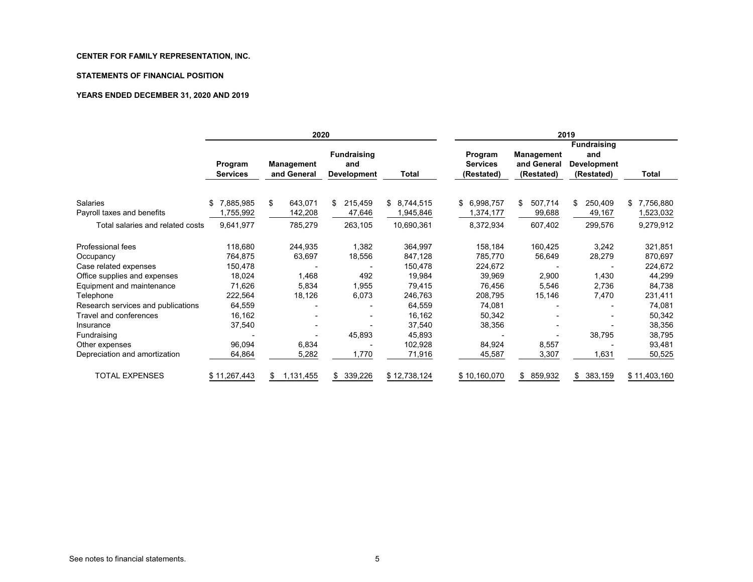**CENTER FOR FAMILY REPRESENTATION, INC.**

**STATEMENTS OF FINANCIAL POSITION**

**YEARS ENDED DECEMBER 31, 2020 AND 2019**

| | 2020 | | | | 2019 | | | |
|---|---|---|---|---|---|---|---|---|
| | Program Services | Management and General | Fundraising and Development | Total | Program Services (Restated) | Management and General (Restated) | Fundraising and Development (Restated) | Total |
| Salaries | $ 7,885,985 | $ 643,071 | $ 215,459 | $ 8,744,515 | $ 6,998,757 | $ 507,714 | $ 250,409 | $ 7,756,880 |
| Payroll taxes and benefits | 1,755,992 | 142,208 | 47,646 | 1,945,846 | 1,374,177 | 99,688 | 49,167 | 1,523,032 |
| Total salaries and related costs | 9,641,977 | 785,279 | 263,105 | 10,690,361 | 8,372,934 | 607,402 | 299,576 | 9,279,912 |
| Professional fees | 118,680 | 244,935 | 1,382 | 364,997 | 158,184 | 160,425 | 3,242 | 321,851 |
| Occupancy | 764,875 | 63,697 | 18,556 | 847,128 | 785,770 | 56,649 | 28,279 | 870,697 |
| Case related expenses | 150,478 | - | - | 150,478 | 224,672 | - | - | 224,672 |
| Office supplies and expenses | 18,024 | 1,468 | 492 | 19,984 | 39,969 | 2,900 | 1,430 | 44,299 |
| Equipment and maintenance | 71,626 | 5,834 | 1,955 | 79,415 | 76,456 | 5,546 | 2,736 | 84,738 |
| Telephone | 222,564 | 18,126 | 6,073 | 246,763 | 208,795 | 15,146 | 7,470 | 231,411 |
| Research services and publications | 64,559 | - | - | 64,559 | 74,081 | - | - | 74,081 |
| Travel and conferences | 16,162 | - | - | 16,162 | 50,342 | - | - | 50,342 |
| Insurance | 37,540 | - | - | 37,540 | 38,356 | - | - | 38,356 |
| Fundraising | - | - | 45,893 | 45,893 | - | - | 38,795 | 38,795 |
| Other expenses | 96,094 | 6,834 | - | 102,928 | 84,924 | 8,557 | - | 93,481 |
| Depreciation and amortization | 64,864 | 5,282 | 1,770 | 71,916 | 45,587 | 3,307 | 1,631 | 50,525 |
| TOTAL EXPENSES | $ 11,267,443 | $ 1,131,455 | $ 339,226 | $ 12,738,124 | $ 10,160,070 | $ 859,932 | $ 383,159 | $ 11,403,160 |

See notes to financial statements.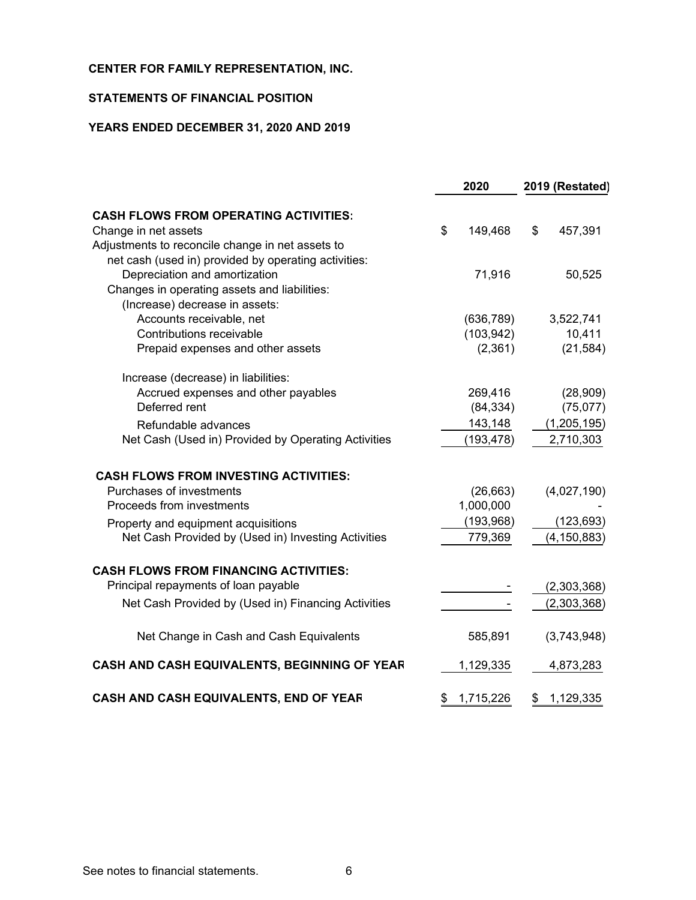**CENTER FOR FAMILY REPRESENTATION, INC.**

**STATEMENTS OF FINANCIAL POSITION**

**YEARS ENDED DECEMBER 31, 2020 AND 2019**

| | 2020 | 2019 (Restated) |
|---|---|---|
| **CASH FLOWS FROM OPERATING ACTIVITIES:** | | |
| Change in net assets | $ 149,468 | $ 457,391 |
| Adjustments to reconcile change in net assets to net cash (used in) provided by operating activities: | | |
| Depreciation and amortization | 71,916 | 50,525 |
| Changes in operating assets and liabilities: | | |
| (Increase) decrease in assets: | | |
| Accounts receivable, net | (636,789) | 3,522,741 |
| Contributions receivable | (103,942) | 10,411 |
| Prepaid expenses and other assets | (2,361) | (21,584) |
| Increase (decrease) in liabilities: | | |
| Accrued expenses and other payables | 269,416 | (28,909) |
| Deferred rent | (84,334) | (75,077) |
| Refundable advances | 143,148 | (1,205,195) |
| Net Cash (Used in) Provided by Operating Activities | (193,478) | 2,710,303 |
| **CASH FLOWS FROM INVESTING ACTIVITIES:** | | |
| Purchases of investments | (26,663) | (4,027,190) |
| Proceeds from investments | 1,000,000 | - |
| Property and equipment acquisitions | (193,968) | (123,693) |
| Net Cash Provided by (Used in) Investing Activities | 779,369 | (4,150,883) |
| **CASH FLOWS FROM FINANCING ACTIVITIES:** | | |
| Principal repayments of loan payable | - | (2,303,368) |
| Net Cash Provided by (Used in) Financing Activities | - | (2,303,368) |
| Net Change in Cash and Cash Equivalents | 585,891 | (3,743,948) |
| **CASH AND CASH EQUIVALENTS, BEGINNING OF YEAR** | 1,129,335 | 4,873,283 |
| **CASH AND CASH EQUIVALENTS, END OF YEAR** | $ 1,715,226 | $ 1,129,335 |

See notes to financial statements.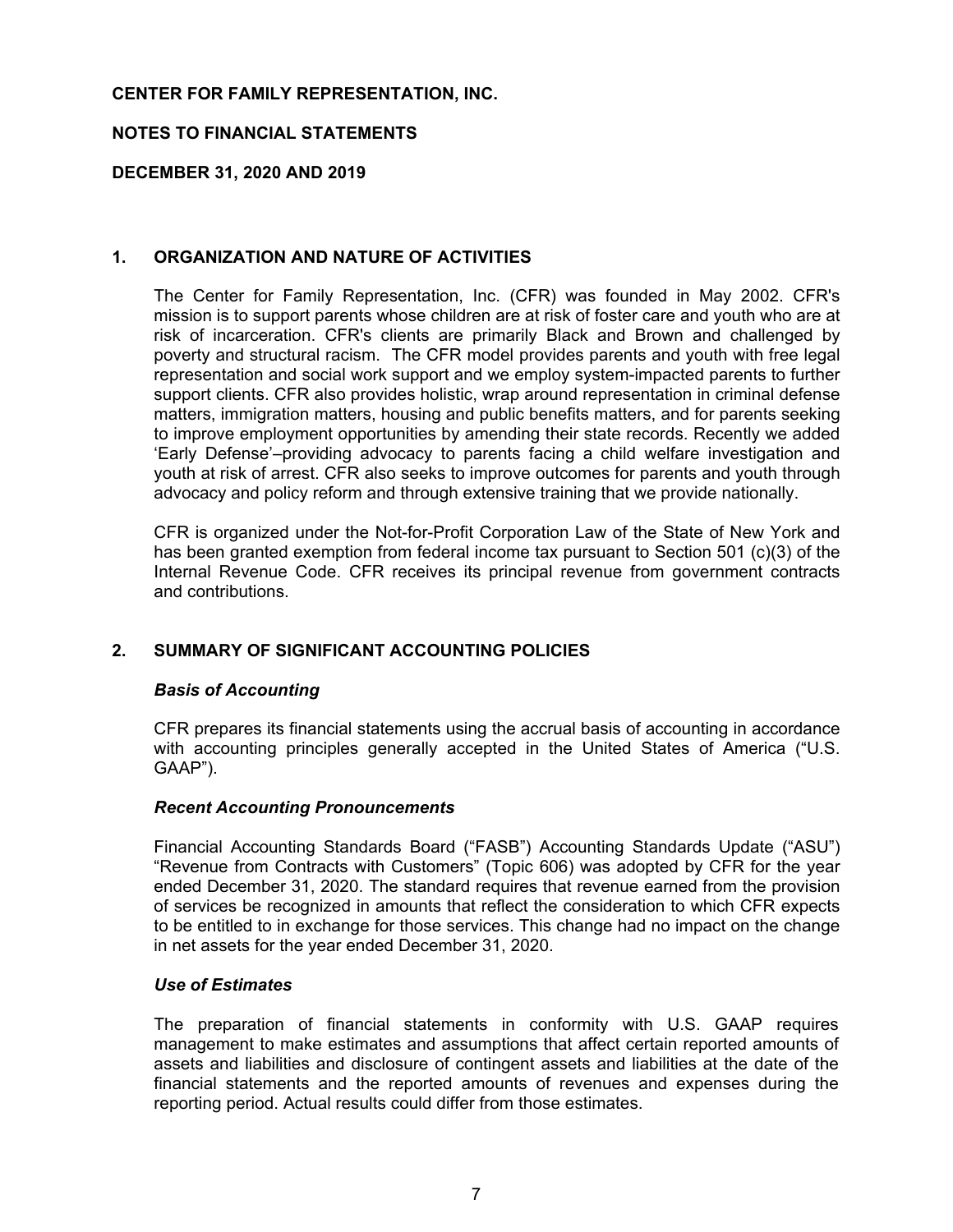**CENTER FOR FAMILY REPRESENTATION, INC.**

**NOTES TO FINANCIAL STATEMENTS**

**DECEMBER 31, 2020 AND 2019**

## 1. ORGANIZATION AND NATURE OF ACTIVITIES

The Center for Family Representation, Inc. (CFR) was founded in May 2002. CFR's mission is to support parents whose children are at risk of foster care and youth who are at risk of incarceration. CFR's clients are primarily Black and Brown and challenged by poverty and structural racism. The CFR model provides parents and youth with free legal representation and social work support and we employ system-impacted parents to further support clients. CFR also provides holistic, wrap around representation in criminal defense matters, immigration matters, housing and public benefits matters, and for parents seeking to improve employment opportunities by amending their state records. Recently we added 'Early Defense'–providing advocacy to parents facing a child welfare investigation and youth at risk of arrest. CFR also seeks to improve outcomes for parents and youth through advocacy and policy reform and through extensive training that we provide nationally.

CFR is organized under the Not-for-Profit Corporation Law of the State of New York and has been granted exemption from federal income tax pursuant to Section 501 (c)(3) of the Internal Revenue Code. CFR receives its principal revenue from government contracts and contributions.

## 2. SUMMARY OF SIGNIFICANT ACCOUNTING POLICIES

### *Basis of Accounting*

CFR prepares its financial statements using the accrual basis of accounting in accordance with accounting principles generally accepted in the United States of America ("U.S. GAAP").

### *Recent Accounting Pronouncements*

Financial Accounting Standards Board ("FASB") Accounting Standards Update ("ASU") "Revenue from Contracts with Customers" (Topic 606) was adopted by CFR for the year ended December 31, 2020. The standard requires that revenue earned from the provision of services be recognized in amounts that reflect the consideration to which CFR expects to be entitled to in exchange for those services. This change had no impact on the change in net assets for the year ended December 31, 2020.

### *Use of Estimates*

The preparation of financial statements in conformity with U.S. GAAP requires management to make estimates and assumptions that affect certain reported amounts of assets and liabilities and disclosure of contingent assets and liabilities at the date of the financial statements and the reported amounts of revenues and expenses during the reporting period. Actual results could differ from those estimates.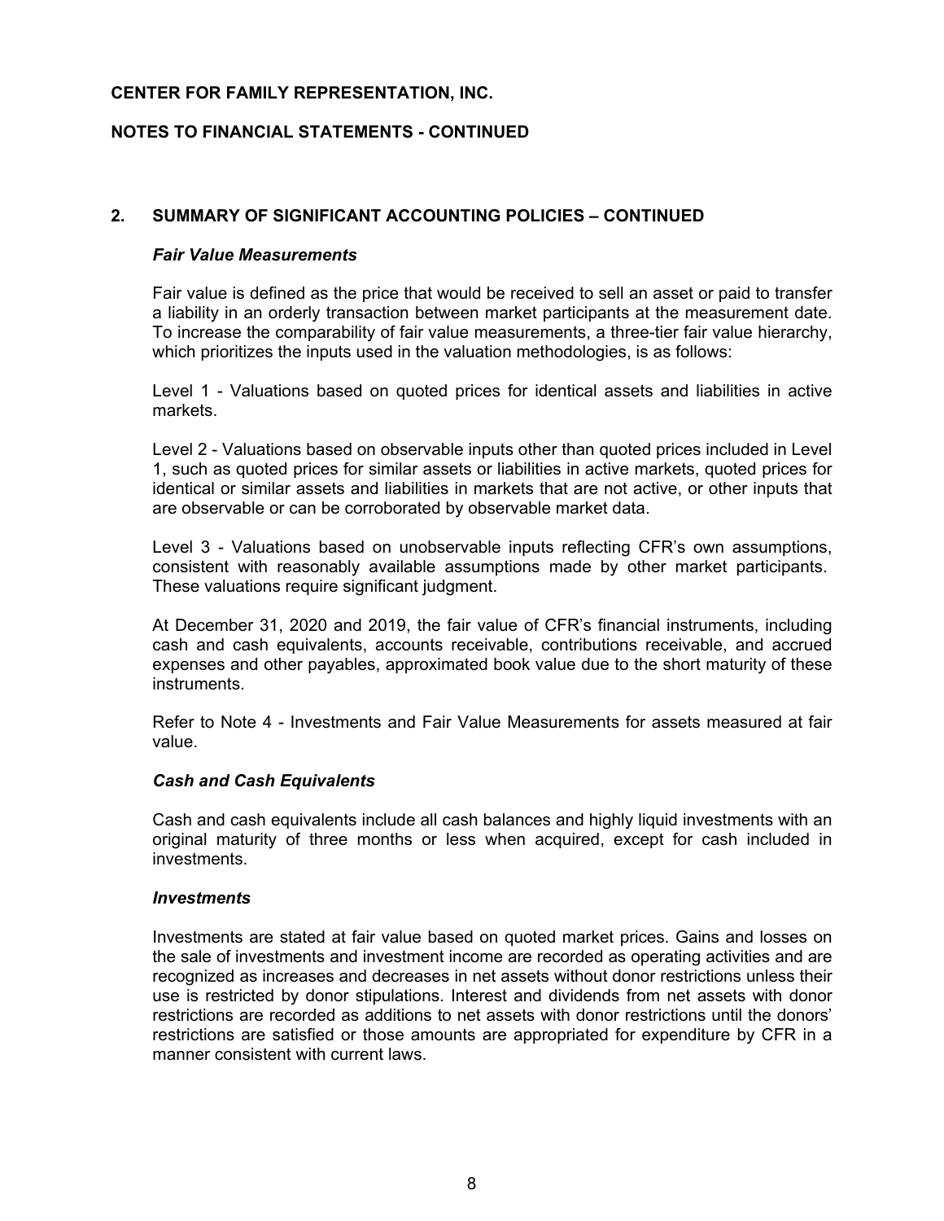**CENTER FOR FAMILY REPRESENTATION, INC.**

**NOTES TO FINANCIAL STATEMENTS - CONTINUED**

## 2. SUMMARY OF SIGNIFICANT ACCOUNTING POLICIES – CONTINUED

### *Fair Value Measurements*

Fair value is defined as the price that would be received to sell an asset or paid to transfer a liability in an orderly transaction between market participants at the measurement date. To increase the comparability of fair value measurements, a three-tier fair value hierarchy, which prioritizes the inputs used in the valuation methodologies, is as follows:

Level 1 - Valuations based on quoted prices for identical assets and liabilities in active markets.

Level 2 - Valuations based on observable inputs other than quoted prices included in Level 1, such as quoted prices for similar assets or liabilities in active markets, quoted prices for identical or similar assets and liabilities in markets that are not active, or other inputs that are observable or can be corroborated by observable market data.

Level 3 - Valuations based on unobservable inputs reflecting CFR's own assumptions, consistent with reasonably available assumptions made by other market participants. These valuations require significant judgment.

At December 31, 2020 and 2019, the fair value of CFR's financial instruments, including cash and cash equivalents, accounts receivable, contributions receivable, and accrued expenses and other payables, approximated book value due to the short maturity of these instruments.

Refer to Note 4 - Investments and Fair Value Measurements for assets measured at fair value.

### *Cash and Cash Equivalents*

Cash and cash equivalents include all cash balances and highly liquid investments with an original maturity of three months or less when acquired, except for cash included in investments.

### *Investments*

Investments are stated at fair value based on quoted market prices. Gains and losses on the sale of investments and investment income are recorded as operating activities and are recognized as increases and decreases in net assets without donor restrictions unless their use is restricted by donor stipulations. Interest and dividends from net assets with donor restrictions are recorded as additions to net assets with donor restrictions until the donors' restrictions are satisfied or those amounts are appropriated for expenditure by CFR in a manner consistent with current laws.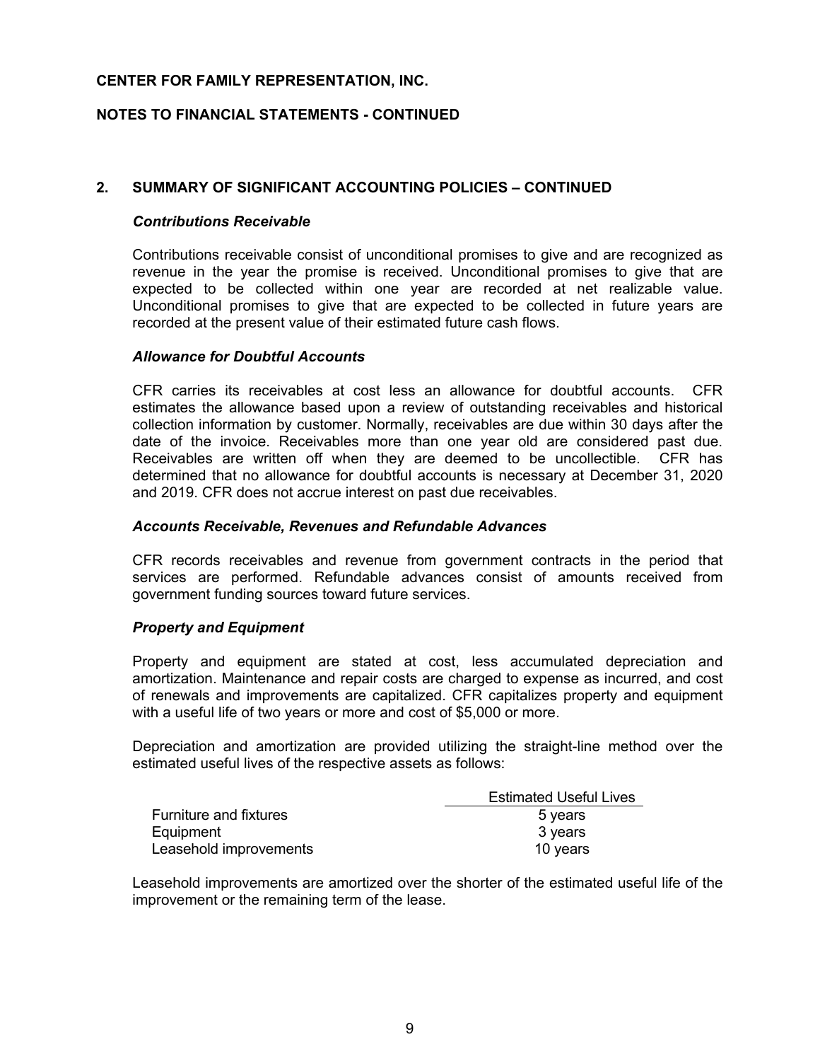**CENTER FOR FAMILY REPRESENTATION, INC.**

**NOTES TO FINANCIAL STATEMENTS - CONTINUED**

## 2. SUMMARY OF SIGNIFICANT ACCOUNTING POLICIES – CONTINUED

### *Contributions Receivable*

Contributions receivable consist of unconditional promises to give and are recognized as revenue in the year the promise is received. Unconditional promises to give that are expected to be collected within one year are recorded at net realizable value. Unconditional promises to give that are expected to be collected in future years are recorded at the present value of their estimated future cash flows.

### *Allowance for Doubtful Accounts*

CFR carries its receivables at cost less an allowance for doubtful accounts. CFR estimates the allowance based upon a review of outstanding receivables and historical collection information by customer. Normally, receivables are due within 30 days after the date of the invoice. Receivables more than one year old are considered past due. Receivables are written off when they are deemed to be uncollectible. CFR has determined that no allowance for doubtful accounts is necessary at December 31, 2020 and 2019. CFR does not accrue interest on past due receivables.

### *Accounts Receivable, Revenues and Refundable Advances*

CFR records receivables and revenue from government contracts in the period that services are performed. Refundable advances consist of amounts received from government funding sources toward future services.

### *Property and Equipment*

Property and equipment are stated at cost, less accumulated depreciation and amortization. Maintenance and repair costs are charged to expense as incurred, and cost of renewals and improvements are capitalized. CFR capitalizes property and equipment with a useful life of two years or more and cost of $5,000 or more.

Depreciation and amortization are provided utilizing the straight-line method over the estimated useful lives of the respective assets as follows:

| | Estimated Useful Lives |
|---|---|
| Furniture and fixtures | 5 years |
| Equipment | 3 years |
| Leasehold improvements | 10 years |

Leasehold improvements are amortized over the shorter of the estimated useful life of the improvement or the remaining term of the lease.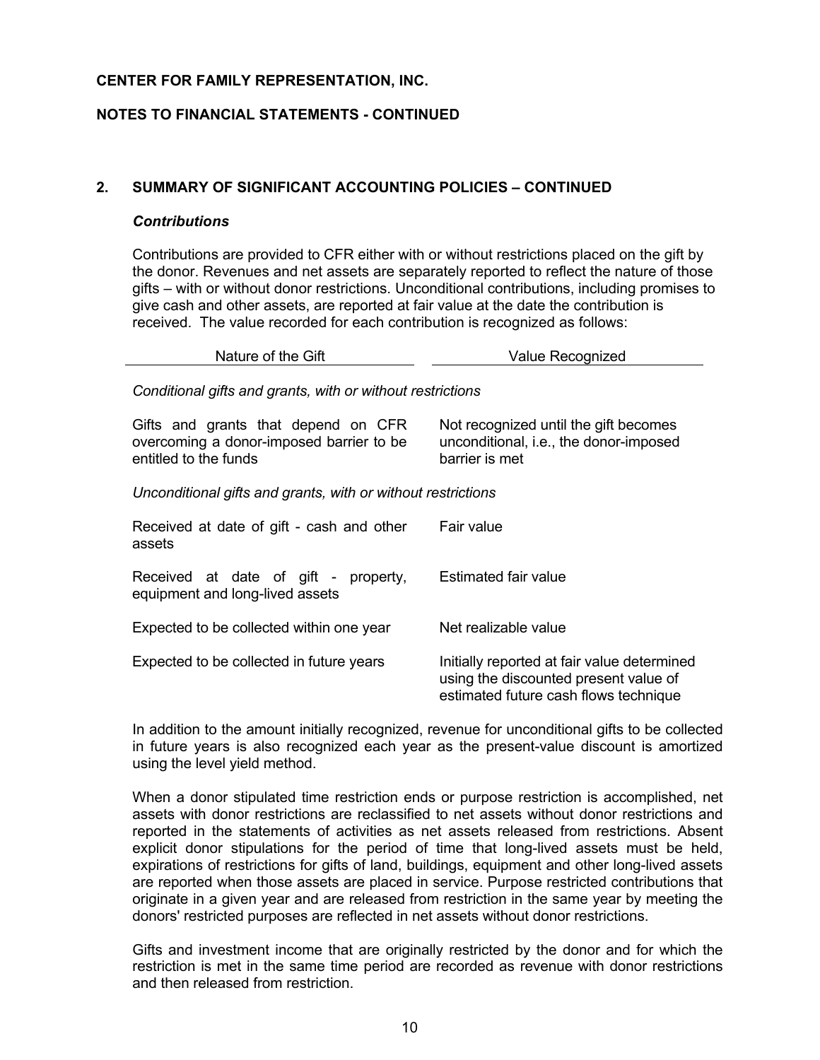**CENTER FOR FAMILY REPRESENTATION, INC.**

**NOTES TO FINANCIAL STATEMENTS - CONTINUED**

## 2. SUMMARY OF SIGNIFICANT ACCOUNTING POLICIES – CONTINUED

### *Contributions*

Contributions are provided to CFR either with or without restrictions placed on the gift by the donor. Revenues and net assets are separately reported to reflect the nature of those gifts – with or without donor restrictions. Unconditional contributions, including promises to give cash and other assets, are reported at fair value at the date the contribution is received. The value recorded for each contribution is recognized as follows:

| Nature of the Gift | Value Recognized |
|---|---|
| *Conditional gifts and grants, with or without restrictions* | |
| Gifts and grants that depend on CFR overcoming a donor-imposed barrier to be entitled to the funds | Not recognized until the gift becomes unconditional, i.e., the donor-imposed barrier is met |
| *Unconditional gifts and grants, with or without restrictions* | |
| Received at date of gift - cash and other assets | Fair value |
| Received at date of gift - property, equipment and long-lived assets | Estimated fair value |
| Expected to be collected within one year | Net realizable value |
| Expected to be collected in future years | Initially reported at fair value determined using the discounted present value of estimated future cash flows technique |

In addition to the amount initially recognized, revenue for unconditional gifts to be collected in future years is also recognized each year as the present-value discount is amortized using the level yield method.

When a donor stipulated time restriction ends or purpose restriction is accomplished, net assets with donor restrictions are reclassified to net assets without donor restrictions and reported in the statements of activities as net assets released from restrictions. Absent explicit donor stipulations for the period of time that long-lived assets must be held, expirations of restrictions for gifts of land, buildings, equipment and other long-lived assets are reported when those assets are placed in service. Purpose restricted contributions that originate in a given year and are released from restriction in the same year by meeting the donors' restricted purposes are reflected in net assets without donor restrictions.

Gifts and investment income that are originally restricted by the donor and for which the restriction is met in the same time period are recorded as revenue with donor restrictions and then released from restriction.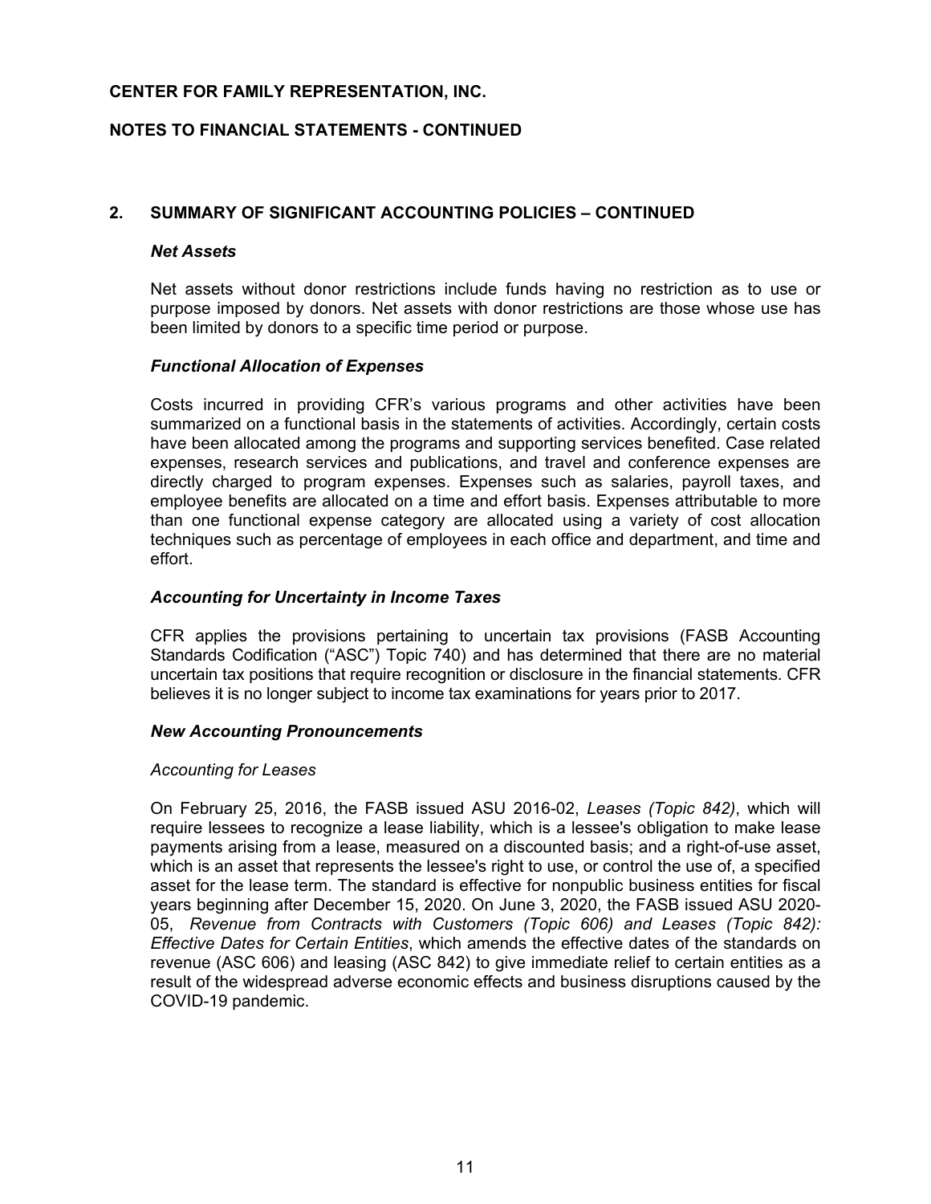**CENTER FOR FAMILY REPRESENTATION, INC.**

**NOTES TO FINANCIAL STATEMENTS - CONTINUED**

## 2. SUMMARY OF SIGNIFICANT ACCOUNTING POLICIES – CONTINUED

### *Net Assets*

Net assets without donor restrictions include funds having no restriction as to use or purpose imposed by donors. Net assets with donor restrictions are those whose use has been limited by donors to a specific time period or purpose.

### *Functional Allocation of Expenses*

Costs incurred in providing CFR's various programs and other activities have been summarized on a functional basis in the statements of activities. Accordingly, certain costs have been allocated among the programs and supporting services benefited. Case related expenses, research services and publications, and travel and conference expenses are directly charged to program expenses. Expenses such as salaries, payroll taxes, and employee benefits are allocated on a time and effort basis. Expenses attributable to more than one functional expense category are allocated using a variety of cost allocation techniques such as percentage of employees in each office and department, and time and effort.

### *Accounting for Uncertainty in Income Taxes*

CFR applies the provisions pertaining to uncertain tax provisions (FASB Accounting Standards Codification ("ASC") Topic 740) and has determined that there are no material uncertain tax positions that require recognition or disclosure in the financial statements. CFR believes it is no longer subject to income tax examinations for years prior to 2017.

### *New Accounting Pronouncements*

*Accounting for Leases*

On February 25, 2016, the FASB issued ASU 2016-02, *Leases (Topic 842)*, which will require lessees to recognize a lease liability, which is a lessee's obligation to make lease payments arising from a lease, measured on a discounted basis; and a right-of-use asset, which is an asset that represents the lessee's right to use, or control the use of, a specified asset for the lease term. The standard is effective for nonpublic business entities for fiscal years beginning after December 15, 2020. On June 3, 2020, the FASB issued ASU 2020-05, *Revenue from Contracts with Customers (Topic 606) and Leases (Topic 842): Effective Dates for Certain Entities*, which amends the effective dates of the standards on revenue (ASC 606) and leasing (ASC 842) to give immediate relief to certain entities as a result of the widespread adverse economic effects and business disruptions caused by the COVID-19 pandemic.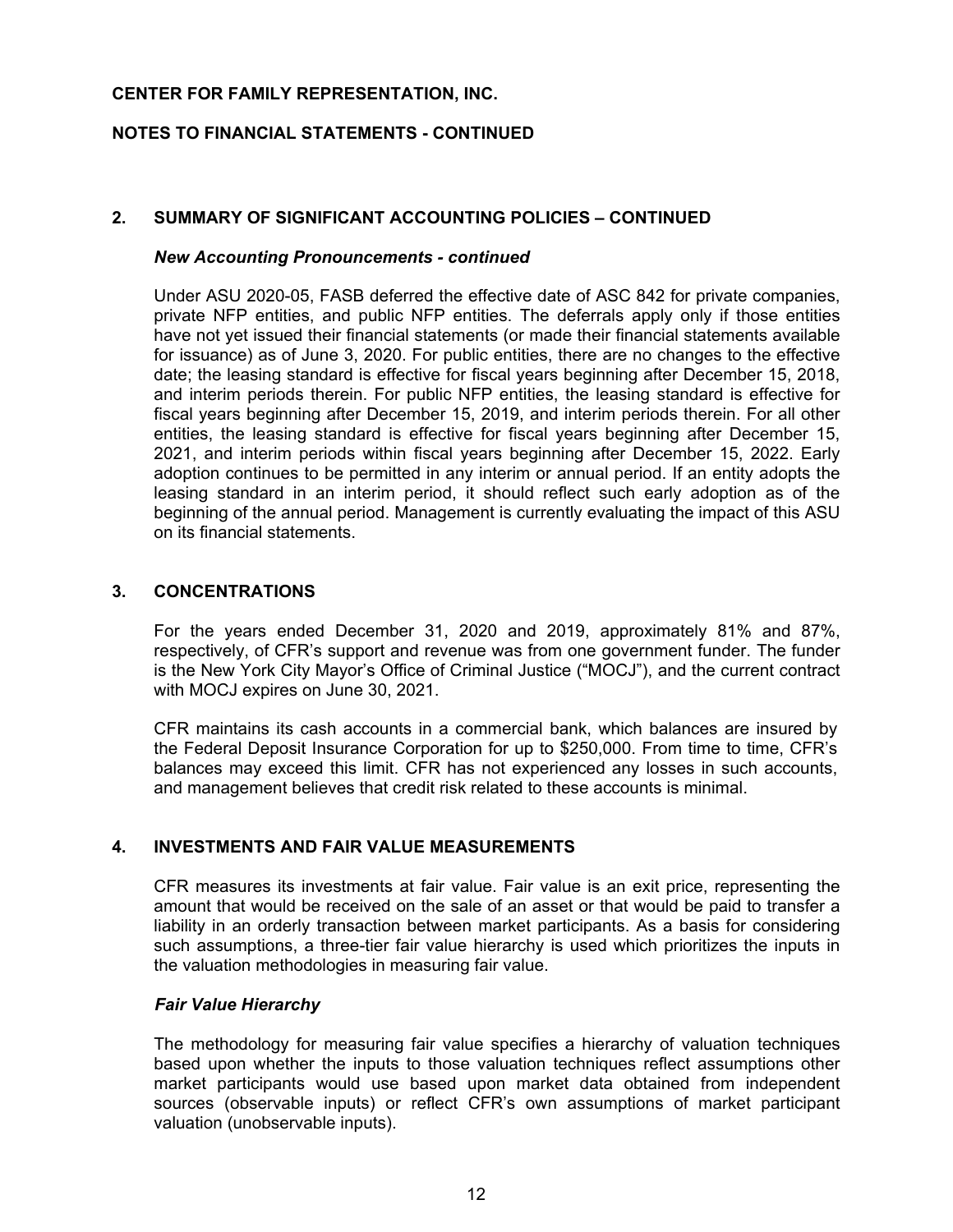## CENTER FOR FAMILY REPRESENTATION, INC.

## NOTES TO FINANCIAL STATEMENTS - CONTINUED

### 2. SUMMARY OF SIGNIFICANT ACCOUNTING POLICIES – CONTINUED

***New Accounting Pronouncements - continued***

Under ASU 2020-05, FASB deferred the effective date of ASC 842 for private companies, private NFP entities, and public NFP entities. The deferrals apply only if those entities have not yet issued their financial statements (or made their financial statements available for issuance) as of June 3, 2020. For public entities, there are no changes to the effective date; the leasing standard is effective for fiscal years beginning after December 15, 2018, and interim periods therein. For public NFP entities, the leasing standard is effective for fiscal years beginning after December 15, 2019, and interim periods therein. For all other entities, the leasing standard is effective for fiscal years beginning after December 15, 2021, and interim periods within fiscal years beginning after December 15, 2022. Early adoption continues to be permitted in any interim or annual period. If an entity adopts the leasing standard in an interim period, it should reflect such early adoption as of the beginning of the annual period. Management is currently evaluating the impact of this ASU on its financial statements.

### 3. CONCENTRATIONS

For the years ended December 31, 2020 and 2019, approximately 81% and 87%, respectively, of CFR's support and revenue was from one government funder. The funder is the New York City Mayor's Office of Criminal Justice ("MOCJ"), and the current contract with MOCJ expires on June 30, 2021.

CFR maintains its cash accounts in a commercial bank, which balances are insured by the Federal Deposit Insurance Corporation for up to $250,000. From time to time, CFR's balances may exceed this limit. CFR has not experienced any losses in such accounts, and management believes that credit risk related to these accounts is minimal.

### 4. INVESTMENTS AND FAIR VALUE MEASUREMENTS

CFR measures its investments at fair value. Fair value is an exit price, representing the amount that would be received on the sale of an asset or that would be paid to transfer a liability in an orderly transaction between market participants. As a basis for considering such assumptions, a three-tier fair value hierarchy is used which prioritizes the inputs in the valuation methodologies in measuring fair value.

***Fair Value Hierarchy***

The methodology for measuring fair value specifies a hierarchy of valuation techniques based upon whether the inputs to those valuation techniques reflect assumptions other market participants would use based upon market data obtained from independent sources (observable inputs) or reflect CFR's own assumptions of market participant valuation (unobservable inputs).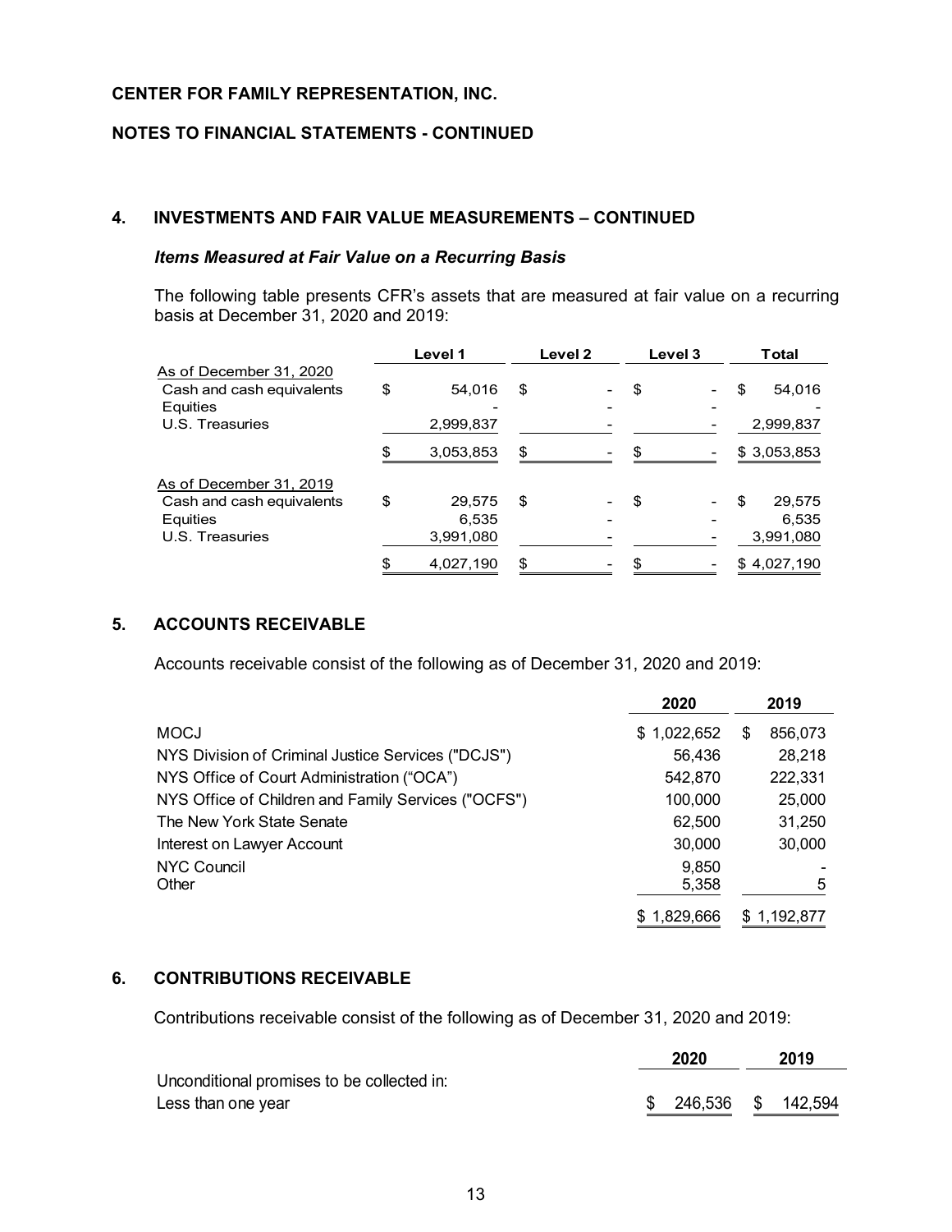**CENTER FOR FAMILY REPRESENTATION, INC.**

**NOTES TO FINANCIAL STATEMENTS - CONTINUED**

## 4. INVESTMENTS AND FAIR VALUE MEASUREMENTS – CONTINUED

***Items Measured at Fair Value on a Recurring Basis***

The following table presents CFR's assets that are measured at fair value on a recurring basis at December 31, 2020 and 2019:

| | Level 1 | Level 2 | Level 3 | Total |
|---|---|---|---|---|
| As of December 31, 2020 | | | | |
| Cash and cash equivalents | $ 54,016 | $ - | $ - | $ 54,016 |
| Equities | - | - | - | - |
| U.S. Treasuries | 2,999,837 | - | - | 2,999,837 |
| | $ 3,053,853 | $ - | $ - | $ 3,053,853 |
| As of December 31, 2019 | | | | |
| Cash and cash equivalents | $ 29,575 | $ - | $ - | $ 29,575 |
| Equities | 6,535 | - | - | 6,535 |
| U.S. Treasuries | 3,991,080 | - | - | 3,991,080 |
| | $ 4,027,190 | $ - | $ - | $ 4,027,190 |

## 5. ACCOUNTS RECEIVABLE

Accounts receivable consist of the following as of December 31, 2020 and 2019:

| | 2020 | 2019 |
|---|---|---|
| MOCJ | $ 1,022,652 | $ 856,073 |
| NYS Division of Criminal Justice Services ("DCJS") | 56,436 | 28,218 |
| NYS Office of Court Administration ("OCA") | 542,870 | 222,331 |
| NYS Office of Children and Family Services ("OCFS") | 100,000 | 25,000 |
| The New York State Senate | 62,500 | 31,250 |
| Interest on Lawyer Account | 30,000 | 30,000 |
| NYC Council | 9,850 | - |
| Other | 5,358 | 5 |
| | $ 1,829,666 | $ 1,192,877 |

## 6. CONTRIBUTIONS RECEIVABLE

Contributions receivable consist of the following as of December 31, 2020 and 2019:

| | 2020 | 2019 |
|---|---|---|
| Unconditional promises to be collected in: | | |
| Less than one year | $ 246,536 | $ 142,594 |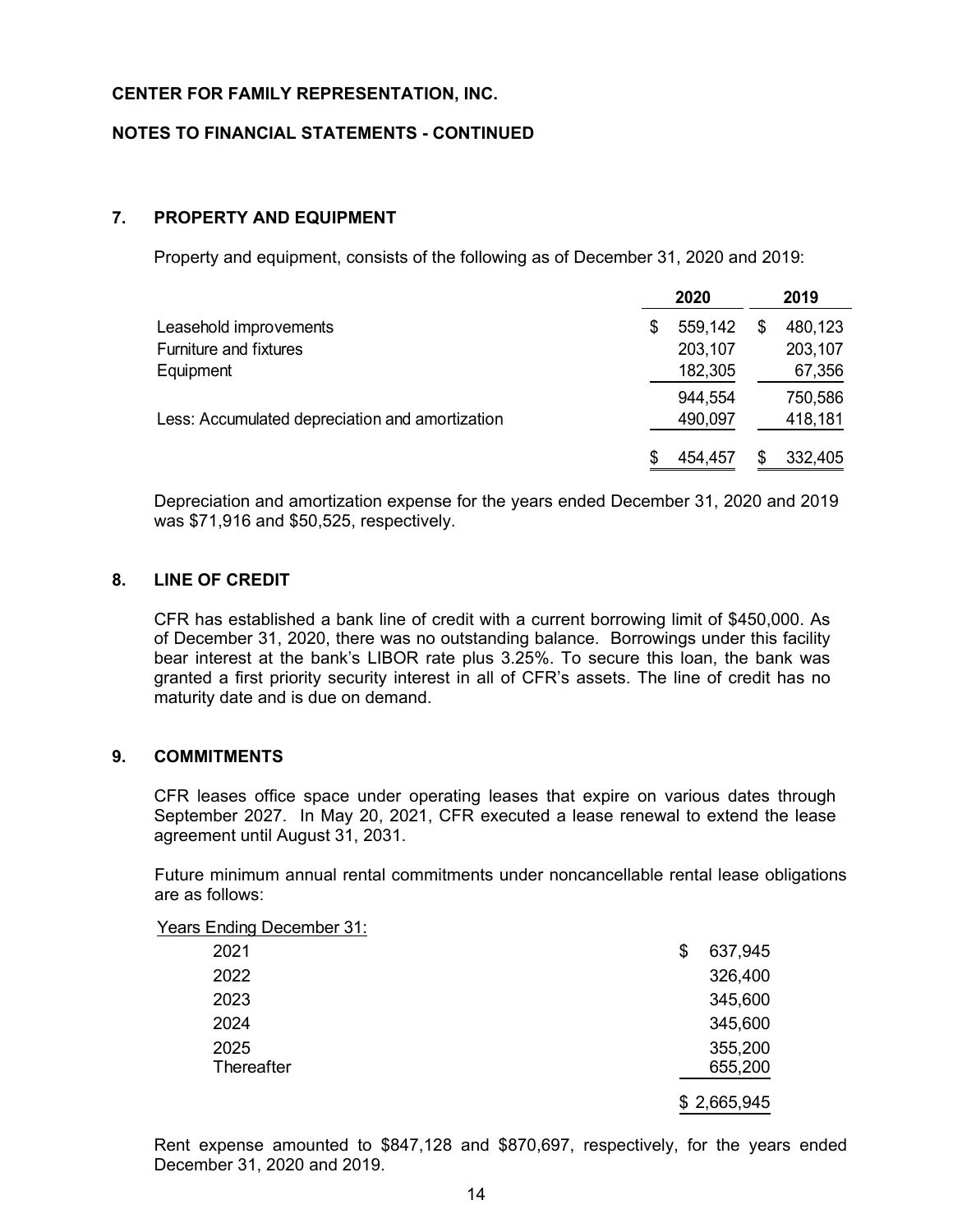**CENTER FOR FAMILY REPRESENTATION, INC.**

**NOTES TO FINANCIAL STATEMENTS - CONTINUED**

## 7. PROPERTY AND EQUIPMENT

Property and equipment, consists of the following as of December 31, 2020 and 2019:

| | 2020 | 2019 |
|---|---|---|
| Leasehold improvements | $ 559,142 | $ 480,123 |
| Furniture and fixtures | 203,107 | 203,107 |
| Equipment | 182,305 | 67,356 |
| | 944,554 | 750,586 |
| Less: Accumulated depreciation and amortization | 490,097 | 418,181 |
| | $ 454,457 | $ 332,405 |

Depreciation and amortization expense for the years ended December 31, 2020 and 2019 was $71,916 and $50,525, respectively.

## 8. LINE OF CREDIT

CFR has established a bank line of credit with a current borrowing limit of $450,000. As of December 31, 2020, there was no outstanding balance. Borrowings under this facility bear interest at the bank's LIBOR rate plus 3.25%. To secure this loan, the bank was granted a first priority security interest in all of CFR's assets. The line of credit has no maturity date and is due on demand.

## 9. COMMITMENTS

CFR leases office space under operating leases that expire on various dates through September 2027. In May 20, 2021, CFR executed a lease renewal to extend the lease agreement until August 31, 2031.

Future minimum annual rental commitments under noncancellable rental lease obligations are as follows:

| Years Ending December 31: | |
|---|---|
| 2021 | $ 637,945 |
| 2022 | 326,400 |
| 2023 | 345,600 |
| 2024 | 345,600 |
| 2025 | 355,200 |
| Thereafter | 655,200 |
| | $ 2,665,945 |

Rent expense amounted to $847,128 and $870,697, respectively, for the years ended December 31, 2020 and 2019.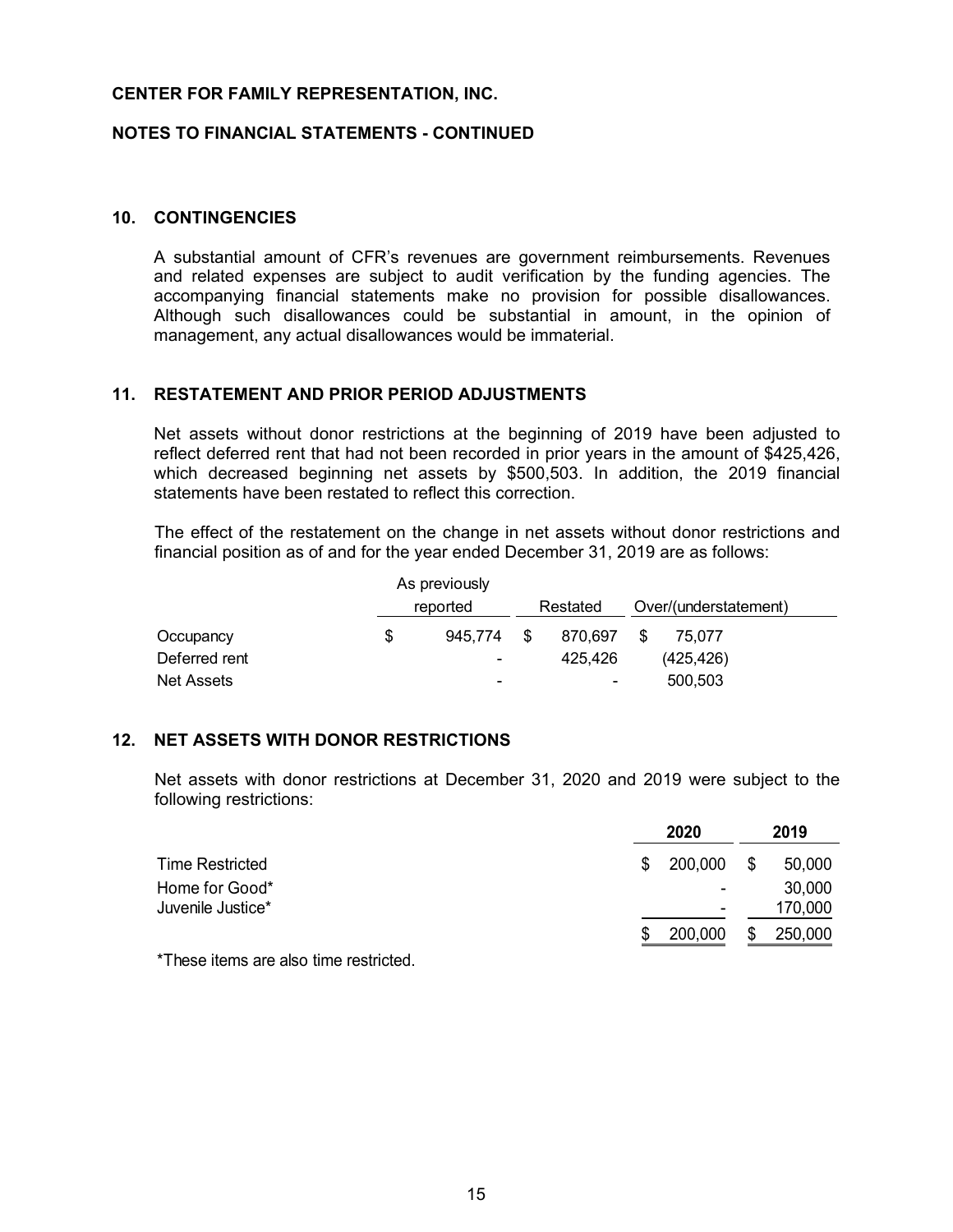**CENTER FOR FAMILY REPRESENTATION, INC.**

**NOTES TO FINANCIAL STATEMENTS - CONTINUED**

## 10. CONTINGENCIES

A substantial amount of CFR's revenues are government reimbursements. Revenues and related expenses are subject to audit verification by the funding agencies. The accompanying financial statements make no provision for possible disallowances. Although such disallowances could be substantial in amount, in the opinion of management, any actual disallowances would be immaterial.

## 11. RESTATEMENT AND PRIOR PERIOD ADJUSTMENTS

Net assets without donor restrictions at the beginning of 2019 have been adjusted to reflect deferred rent that had not been recorded in prior years in the amount of $425,426, which decreased beginning net assets by $500,503. In addition, the 2019 financial statements have been restated to reflect this correction.

The effect of the restatement on the change in net assets without donor restrictions and financial position as of and for the year ended December 31, 2019 are as follows:

| | As previously reported | Restated | Over/(understatement) |
|---|---|---|---|
| Occupancy | $ 945,774 | $ 870,697 | $ 75,077 |
| Deferred rent | - | 425,426 | (425,426) |
| Net Assets | - | - | 500,503 |

## 12. NET ASSETS WITH DONOR RESTRICTIONS

Net assets with donor restrictions at December 31, 2020 and 2019 were subject to the following restrictions:

| | 2020 | 2019 |
|---|---|---|
| Time Restricted | $ 200,000 | $ 50,000 |
| Home for Good* | - | 30,000 |
| Juvenile Justice* | - | 170,000 |
| | $ 200,000 | $ 250,000 |

*These items are also time restricted.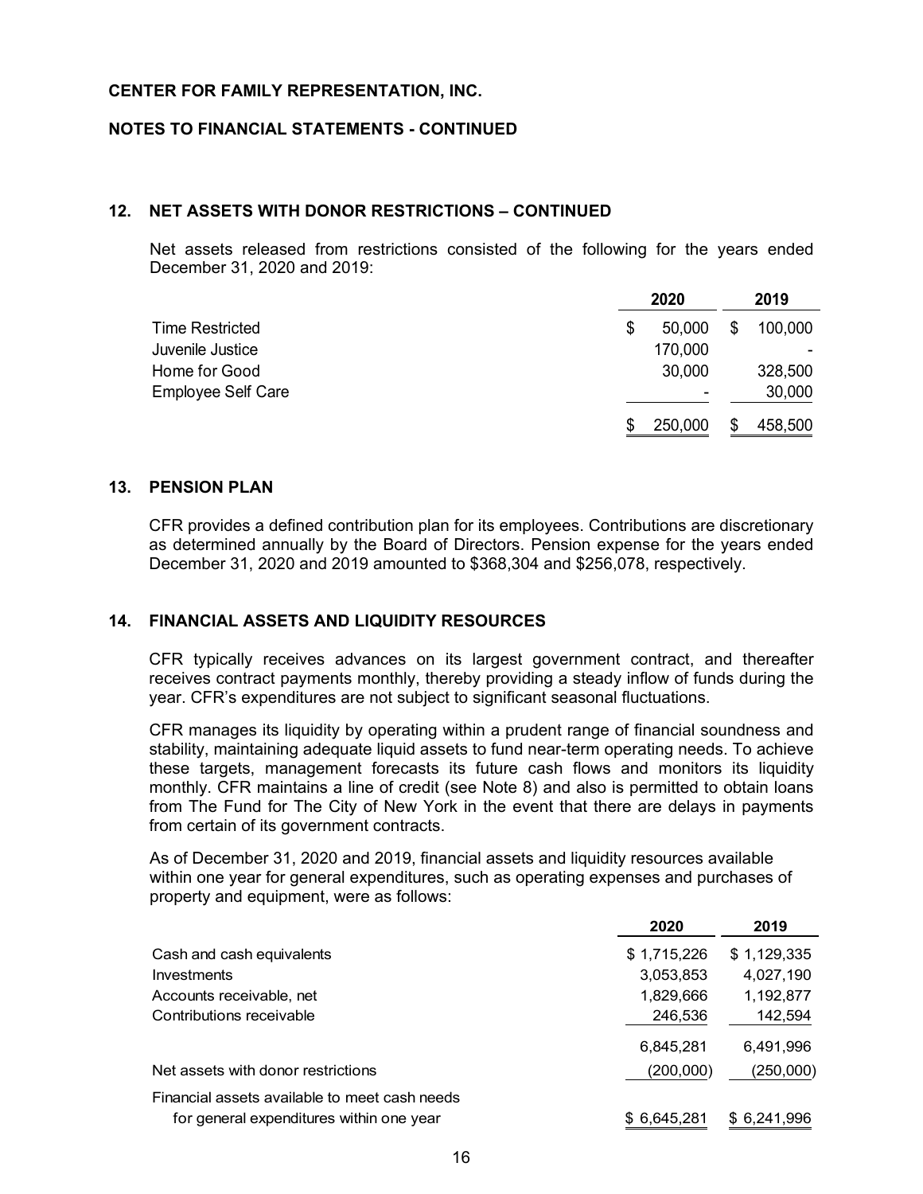CENTER FOR FAMILY REPRESENTATION, INC.

NOTES TO FINANCIAL STATEMENTS - CONTINUED

## 12. NET ASSETS WITH DONOR RESTRICTIONS – CONTINUED

Net assets released from restrictions consisted of the following for the years ended December 31, 2020 and 2019:

| | 2020 | 2019 |
|---|---|---|
| Time Restricted | $ 50,000 | $ 100,000 |
| Juvenile Justice | 170,000 | - |
| Home for Good | 30,000 | 328,500 |
| Employee Self Care | - | 30,000 |
| | $ 250,000 | $ 458,500 |

## 13. PENSION PLAN

CFR provides a defined contribution plan for its employees. Contributions are discretionary as determined annually by the Board of Directors. Pension expense for the years ended December 31, 2020 and 2019 amounted to $368,304 and $256,078, respectively.

## 14. FINANCIAL ASSETS AND LIQUIDITY RESOURCES

CFR typically receives advances on its largest government contract, and thereafter receives contract payments monthly, thereby providing a steady inflow of funds during the year. CFR's expenditures are not subject to significant seasonal fluctuations.

CFR manages its liquidity by operating within a prudent range of financial soundness and stability, maintaining adequate liquid assets to fund near-term operating needs. To achieve these targets, management forecasts its future cash flows and monitors its liquidity monthly. CFR maintains a line of credit (see Note 8) and also is permitted to obtain loans from The Fund for The City of New York in the event that there are delays in payments from certain of its government contracts.

As of December 31, 2020 and 2019, financial assets and liquidity resources available within one year for general expenditures, such as operating expenses and purchases of property and equipment, were as follows:

| | 2020 | 2019 |
|---|---|---|
| Cash and cash equivalents | $ 1,715,226 | $ 1,129,335 |
| Investments | 3,053,853 | 4,027,190 |
| Accounts receivable, net | 1,829,666 | 1,192,877 |
| Contributions receivable | 246,536 | 142,594 |
| | 6,845,281 | 6,491,996 |
| Net assets with donor restrictions | (200,000) | (250,000) |
| Financial assets available to meet cash needs for general expenditures within one year | $ 6,645,281 | $ 6,241,996 |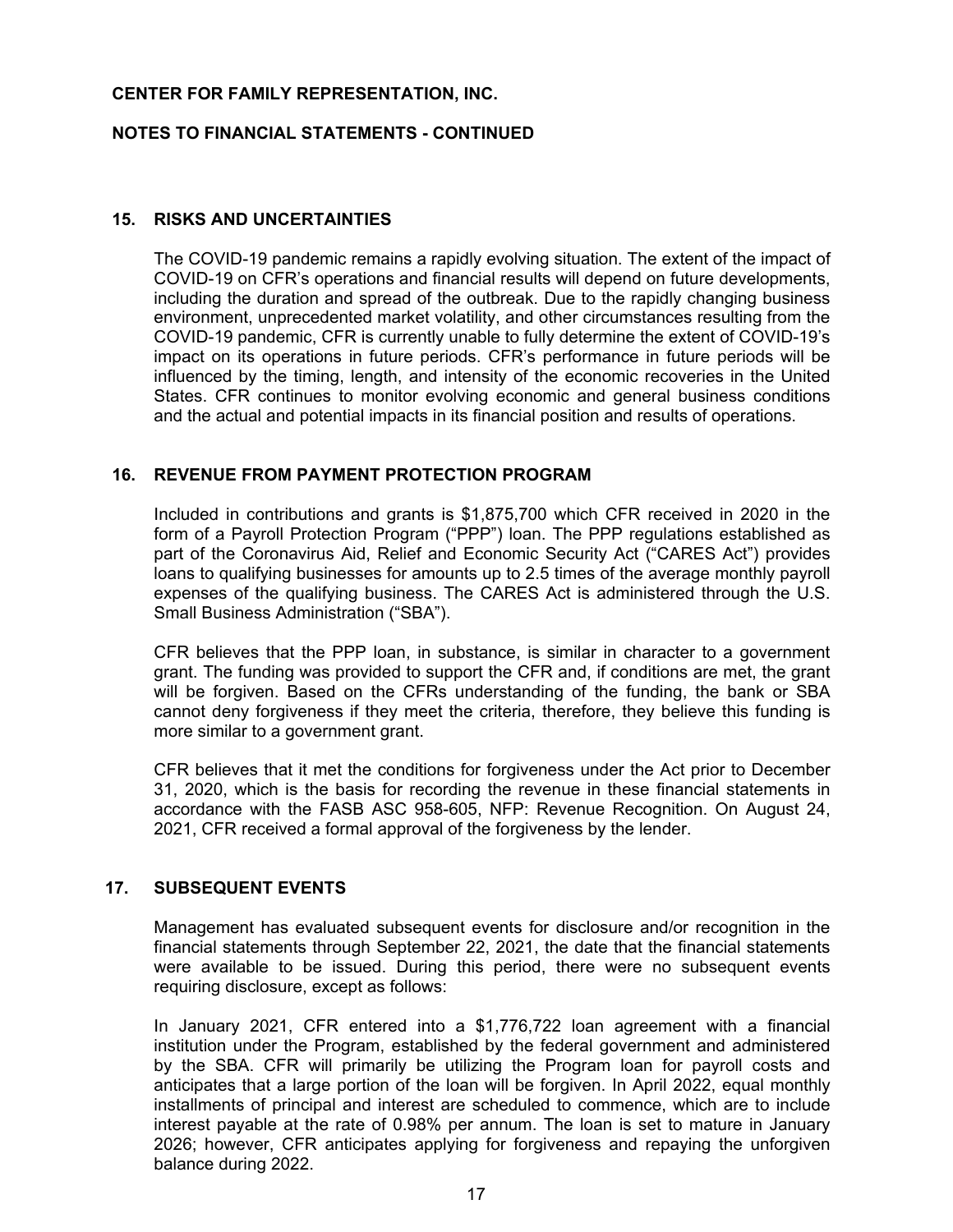**CENTER FOR FAMILY REPRESENTATION, INC.**

**NOTES TO FINANCIAL STATEMENTS - CONTINUED**

## 15. RISKS AND UNCERTAINTIES

The COVID-19 pandemic remains a rapidly evolving situation. The extent of the impact of COVID-19 on CFR's operations and financial results will depend on future developments, including the duration and spread of the outbreak. Due to the rapidly changing business environment, unprecedented market volatility, and other circumstances resulting from the COVID-19 pandemic, CFR is currently unable to fully determine the extent of COVID-19's impact on its operations in future periods. CFR's performance in future periods will be influenced by the timing, length, and intensity of the economic recoveries in the United States. CFR continues to monitor evolving economic and general business conditions and the actual and potential impacts in its financial position and results of operations.

## 16. REVENUE FROM PAYMENT PROTECTION PROGRAM

Included in contributions and grants is $1,875,700 which CFR received in 2020 in the form of a Payroll Protection Program ("PPP") loan. The PPP regulations established as part of the Coronavirus Aid, Relief and Economic Security Act ("CARES Act") provides loans to qualifying businesses for amounts up to 2.5 times of the average monthly payroll expenses of the qualifying business. The CARES Act is administered through the U.S. Small Business Administration ("SBA").

CFR believes that the PPP loan, in substance, is similar in character to a government grant. The funding was provided to support the CFR and, if conditions are met, the grant will be forgiven. Based on the CFRs understanding of the funding, the bank or SBA cannot deny forgiveness if they meet the criteria, therefore, they believe this funding is more similar to a government grant.

CFR believes that it met the conditions for forgiveness under the Act prior to December 31, 2020, which is the basis for recording the revenue in these financial statements in accordance with the FASB ASC 958-605, NFP: Revenue Recognition. On August 24, 2021, CFR received a formal approval of the forgiveness by the lender.

## 17. SUBSEQUENT EVENTS

Management has evaluated subsequent events for disclosure and/or recognition in the financial statements through September 22, 2021, the date that the financial statements were available to be issued. During this period, there were no subsequent events requiring disclosure, except as follows:

In January 2021, CFR entered into a $1,776,722 loan agreement with a financial institution under the Program, established by the federal government and administered by the SBA. CFR will primarily be utilizing the Program loan for payroll costs and anticipates that a large portion of the loan will be forgiven. In April 2022, equal monthly installments of principal and interest are scheduled to commence, which are to include interest payable at the rate of 0.98% per annum. The loan is set to mature in January 2026; however, CFR anticipates applying for forgiveness and repaying the unforgiven balance during 2022.